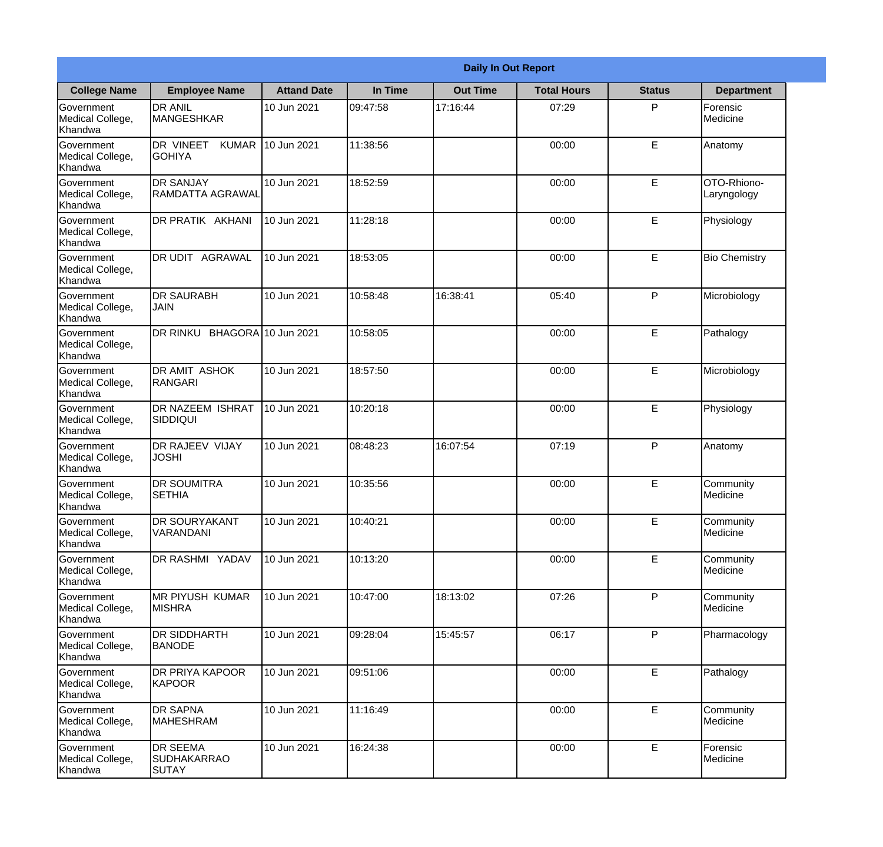| Daily In Out Report | | | | | | | |
|---|---|---|---|---|---|---|---|
| **College Name** | **Employee Name** | **Attand Date** | **In Time** | **Out Time** | **Total Hours** | **Status** | **Department** |
| Government Medical College, Khandwa | DR ANIL MANGESHKAR | 10 Jun 2021 | 09:47:58 | 17:16:44 | 07:29 | P | Forensic Medicine |
| Government Medical College, Khandwa | DR VINEET KUMAR GOHIYA | 10 Jun 2021 | 11:38:56 | | 00:00 | E | Anatomy |
| Government Medical College, Khandwa | DR SANJAY RAMDATTA AGRAWAL | 10 Jun 2021 | 18:52:59 | | 00:00 | E | OTO-Rhiono-Laryngology |
| Government Medical College, Khandwa | DR PRATIK AKHANI | 10 Jun 2021 | 11:28:18 | | 00:00 | E | Physiology |
| Government Medical College, Khandwa | DR UDIT AGRAWAL | 10 Jun 2021 | 18:53:05 | | 00:00 | E | Bio Chemistry |
| Government Medical College, Khandwa | DR SAURABH JAIN | 10 Jun 2021 | 10:58:48 | 16:38:41 | 05:40 | P | Microbiology |
| Government Medical College, Khandwa | DR RINKU BHAGORA | 10 Jun 2021 | 10:58:05 | | 00:00 | E | Pathalogy |
| Government Medical College, Khandwa | DR AMIT ASHOK RANGARI | 10 Jun 2021 | 18:57:50 | | 00:00 | E | Microbiology |
| Government Medical College, Khandwa | DR NAZEEM ISHRAT SIDDIQUI | 10 Jun 2021 | 10:20:18 | | 00:00 | E | Physiology |
| Government Medical College, Khandwa | DR RAJEEV VIJAY JOSHI | 10 Jun 2021 | 08:48:23 | 16:07:54 | 07:19 | P | Anatomy |
| Government Medical College, Khandwa | DR SOUMITRA SETHIA | 10 Jun 2021 | 10:35:56 | | 00:00 | E | Community Medicine |
| Government Medical College, Khandwa | DR SOURYAKANT VARANDANI | 10 Jun 2021 | 10:40:21 | | 00:00 | E | Community Medicine |
| Government Medical College, Khandwa | DR RASHMI YADAV | 10 Jun 2021 | 10:13:20 | | 00:00 | E | Community Medicine |
| Government Medical College, Khandwa | MR PIYUSH KUMAR MISHRA | 10 Jun 2021 | 10:47:00 | 18:13:02 | 07:26 | P | Community Medicine |
| Government Medical College, Khandwa | DR SIDDHARTH BANODE | 10 Jun 2021 | 09:28:04 | 15:45:57 | 06:17 | P | Pharmacology |
| Government Medical College, Khandwa | DR PRIYA KAPOOR KAPOOR | 10 Jun 2021 | 09:51:06 | | 00:00 | E | Pathalogy |
| Government Medical College, Khandwa | DR SAPNA MAHESHRAM | 10 Jun 2021 | 11:16:49 | | 00:00 | E | Community Medicine |
| Government Medical College, Khandwa | DR SEEMA SUDHAKARRAO SUTAY | 10 Jun 2021 | 16:24:38 | | 00:00 | E | Forensic Medicine |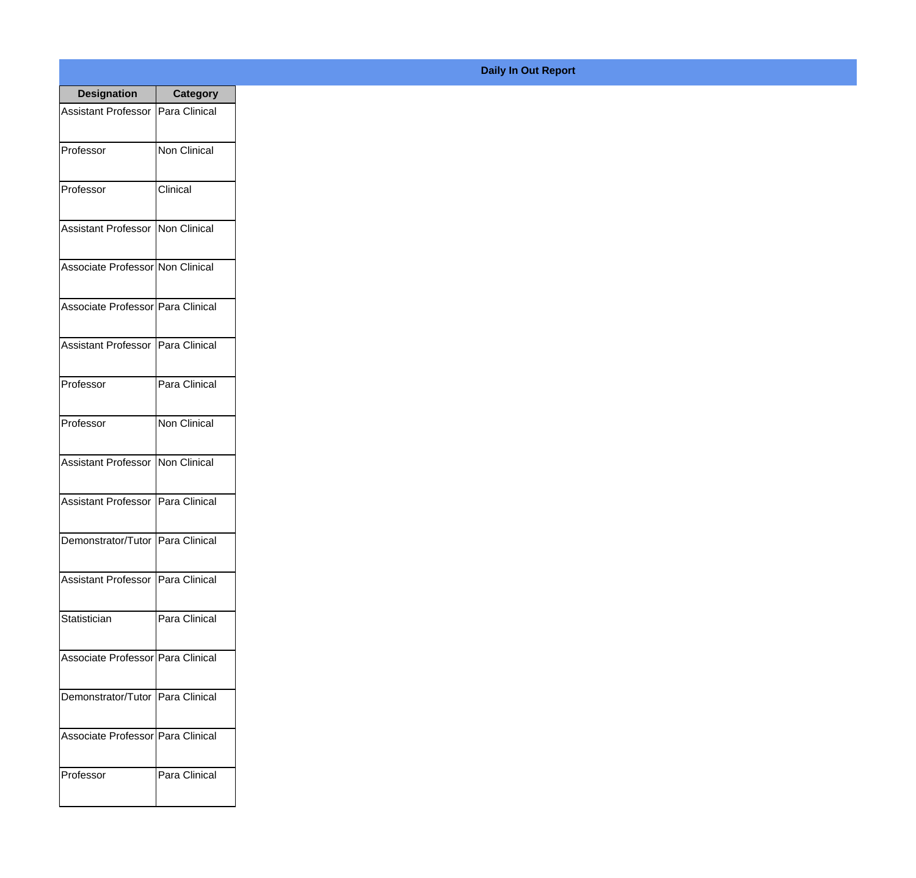**Daily In Out Report**

| Designation | Category |
|---|---|
| Assistant Professor | Para Clinical |
| Professor | Non Clinical |
| Professor | Clinical |
| Assistant Professor | Non Clinical |
| Associate Professor | Non Clinical |
| Associate Professor | Para Clinical |
| Assistant Professor | Para Clinical |
| Professor | Para Clinical |
| Professor | Non Clinical |
| Assistant Professor | Non Clinical |
| Assistant Professor | Para Clinical |
| Demonstrator/Tutor | Para Clinical |
| Assistant Professor | Para Clinical |
| Statistician | Para Clinical |
| Associate Professor | Para Clinical |
| Demonstrator/Tutor | Para Clinical |
| Associate Professor | Para Clinical |
| Professor | Para Clinical |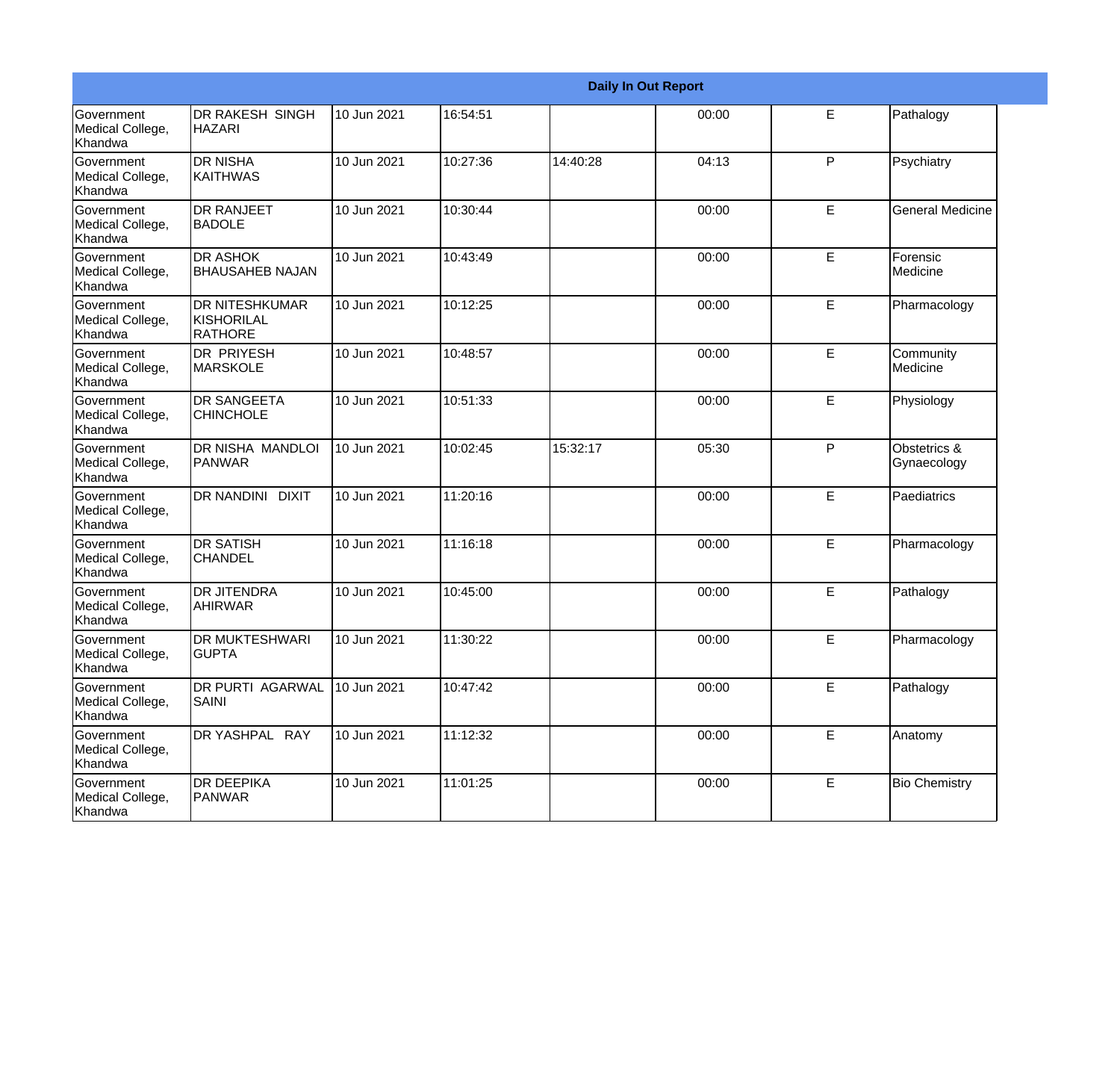| Daily In Out Report | | | | | | | |
|---|---|---|---|---|---|---|---|
| Government Medical College, Khandwa | DR RAKESH SINGH HAZARI | 10 Jun 2021 | 16:54:51 | | 00:00 | E | Pathalogy |
| Government Medical College, Khandwa | DR NISHA KAITHWAS | 10 Jun 2021 | 10:27:36 | 14:40:28 | 04:13 | P | Psychiatry |
| Government Medical College, Khandwa | DR RANJEET BADOLE | 10 Jun 2021 | 10:30:44 | | 00:00 | E | General Medicine |
| Government Medical College, Khandwa | DR ASHOK BHAUSAHEB NAJAN | 10 Jun 2021 | 10:43:49 | | 00:00 | E | Forensic Medicine |
| Government Medical College, Khandwa | DR NITESHKUMAR KISHORILAL RATHORE | 10 Jun 2021 | 10:12:25 | | 00:00 | E | Pharmacology |
| Government Medical College, Khandwa | DR PRIYESH MARSKOLE | 10 Jun 2021 | 10:48:57 | | 00:00 | E | Community Medicine |
| Government Medical College, Khandwa | DR SANGEETA CHINCHOLE | 10 Jun 2021 | 10:51:33 | | 00:00 | E | Physiology |
| Government Medical College, Khandwa | DR NISHA MANDLOI PANWAR | 10 Jun 2021 | 10:02:45 | 15:32:17 | 05:30 | P | Obstetrics & Gynaecology |
| Government Medical College, Khandwa | DR NANDINI DIXIT | 10 Jun 2021 | 11:20:16 | | 00:00 | E | Paediatrics |
| Government Medical College, Khandwa | DR SATISH CHANDEL | 10 Jun 2021 | 11:16:18 | | 00:00 | E | Pharmacology |
| Government Medical College, Khandwa | DR JITENDRA AHIRWAR | 10 Jun 2021 | 10:45:00 | | 00:00 | E | Pathalogy |
| Government Medical College, Khandwa | DR MUKTESHWARI GUPTA | 10 Jun 2021 | 11:30:22 | | 00:00 | E | Pharmacology |
| Government Medical College, Khandwa | DR PURTI AGARWAL SAINI | 10 Jun 2021 | 10:47:42 | | 00:00 | E | Pathalogy |
| Government Medical College, Khandwa | DR YASHPAL RAY | 10 Jun 2021 | 11:12:32 | | 00:00 | E | Anatomy |
| Government Medical College, Khandwa | DR DEEPIKA PANWAR | 10 Jun 2021 | 11:01:25 | | 00:00 | E | Bio Chemistry |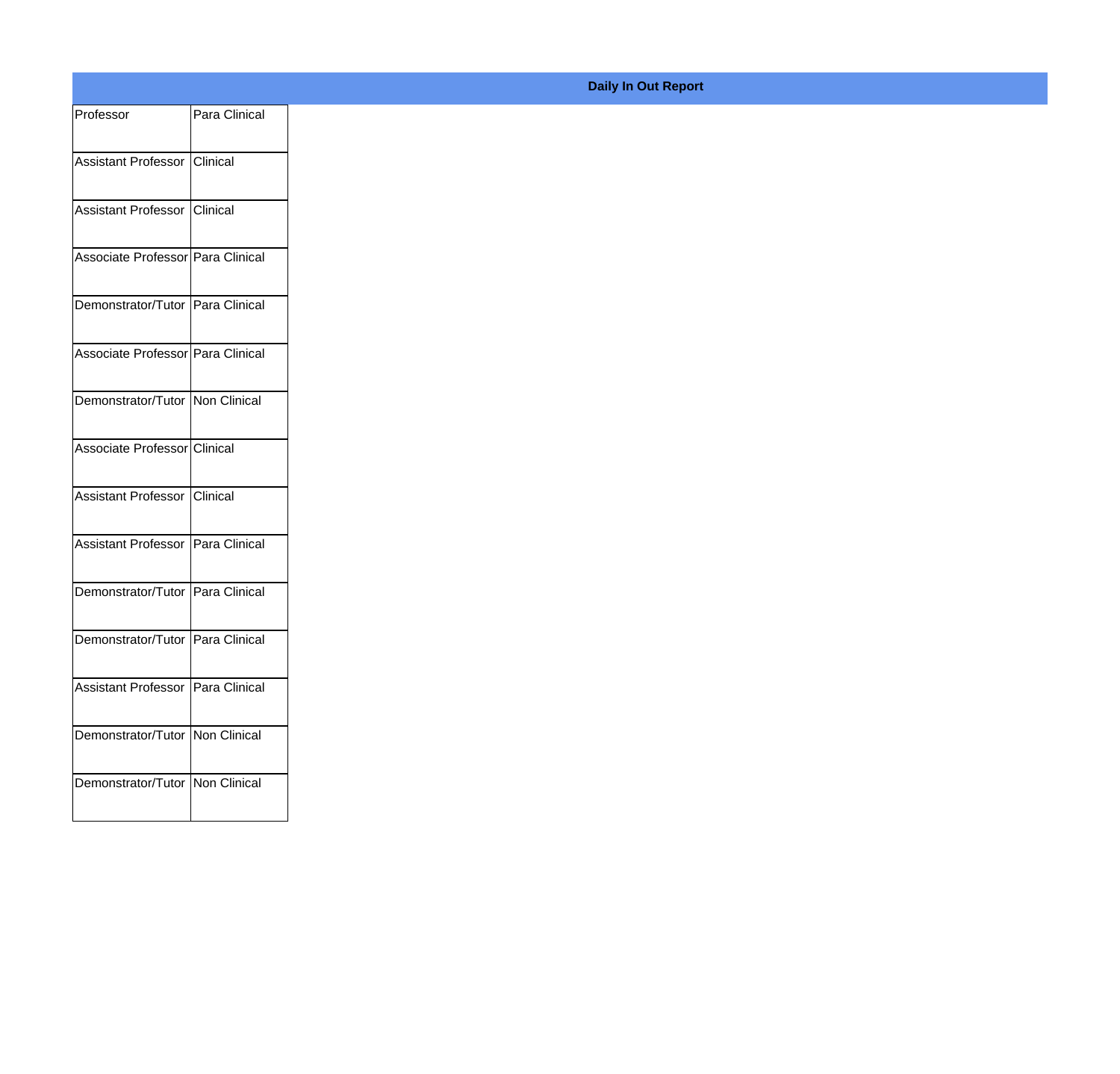**Daily In Out Report**

| | |
|---|---|
| Professor | Para Clinical |
| Assistant Professor | Clinical |
| Assistant Professor | Clinical |
| Associate Professor | Para Clinical |
| Demonstrator/Tutor | Para Clinical |
| Associate Professor | Para Clinical |
| Demonstrator/Tutor | Non Clinical |
| Associate Professor | Clinical |
| Assistant Professor | Clinical |
| Assistant Professor | Para Clinical |
| Demonstrator/Tutor | Para Clinical |
| Demonstrator/Tutor | Para Clinical |
| Assistant Professor | Para Clinical |
| Demonstrator/Tutor | Non Clinical |
| Demonstrator/Tutor | Non Clinical |